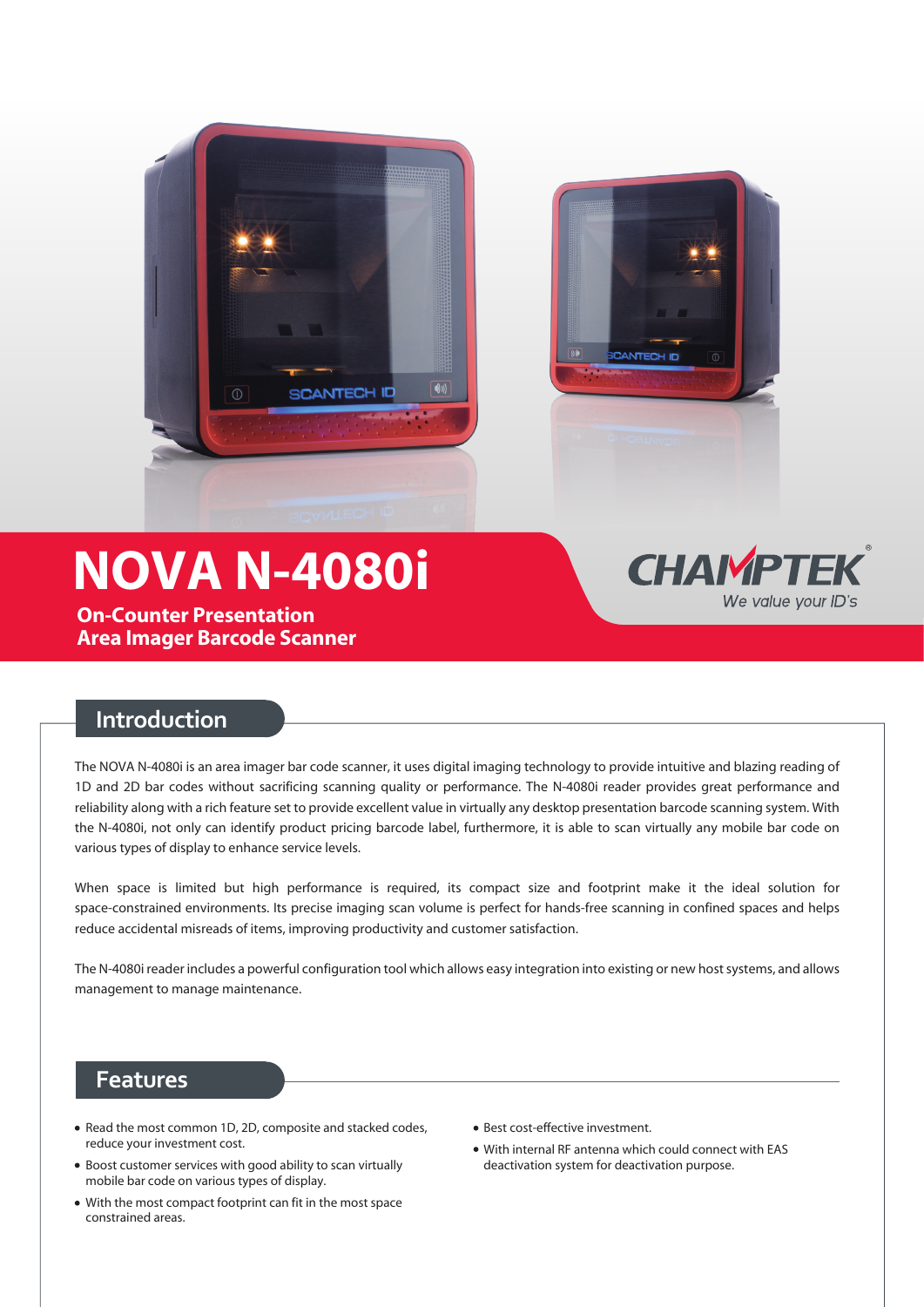# NOVA N-4080i

**On-Counter Presentation**
**Area Imager Barcode Scanner**

CHAMPTEK®
*We value your ID's*

## Introduction

The NOVA N-4080i is an area imager bar code scanner, it uses digital imaging technology to provide intuitive and blazing reading of 1D and 2D bar codes without sacrificing scanning quality or performance. The N-4080i reader provides great performance and reliability along with a rich feature set to provide excellent value in virtually any desktop presentation barcode scanning system. With the N-4080i, not only can identify product pricing barcode label, furthermore, it is able to scan virtually any mobile bar code on various types of display to enhance service levels.

When space is limited but high performance is required, its compact size and footprint make it the ideal solution for space-constrained environments. Its precise imaging scan volume is perfect for hands-free scanning in confined spaces and helps reduce accidental misreads of items, improving productivity and customer satisfaction.

The N-4080i reader includes a powerful configuration tool which allows easy integration into existing or new host systems, and allows management to manage maintenance.

## Features

- Read the most common 1D, 2D, composite and stacked codes, reduce your investment cost.
- Boost customer services with good ability to scan virtually mobile bar code on various types of display.
- With the most compact footprint can fit in the most space constrained areas.
- Best cost-effective investment.
- With internal RF antenna which could connect with EAS deactivation system for deactivation purpose.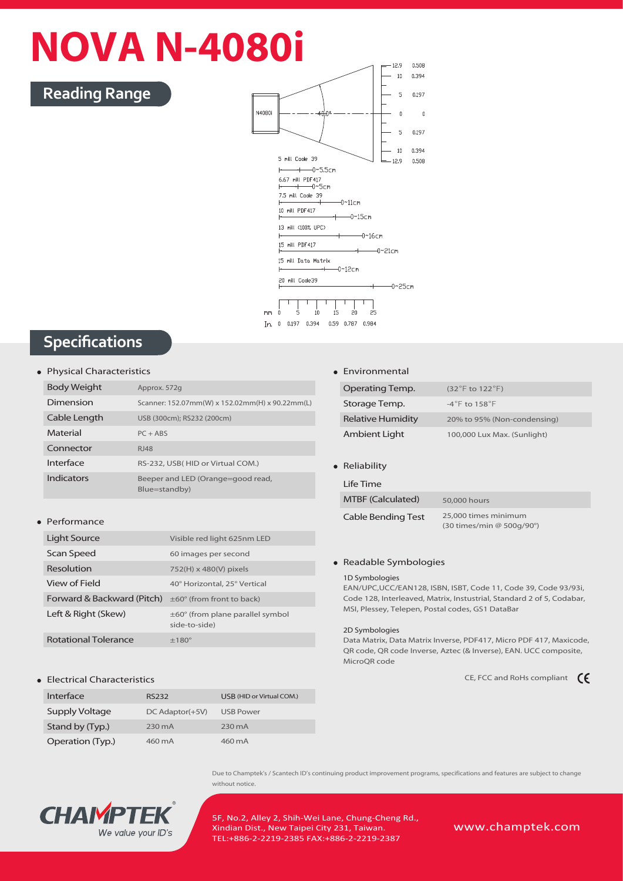# NOVA N-4080i

## Reading Range

N4080i

40.0°

12.9 0.508
10 0.394
5 0.197
0 0
5 0.197
10 0.394
12.9 0.508

5 mill Code 39 0~5.5cm
6.67 mill PDF417 0~5cm
7.5 mill Code 39 0~11cm
10 mill PDF417 0~15cm
13 mill (100% UPC) 0~16cm
15 mill PDF417 0~21cm
15 mill Data Matrix 0~12cm
20 mill Code39 0~25cm

mm 0 5 10 15 20 25
In. 0 0.197 0.394 0.59 0.787 0.984

## Specifications

- Physical Characteristics

| | |
|---|---|
| Body Weight | Approx. 572g |
| Dimension | Scanner: 152.07mm(W) x 152.02mm(H) x 90.22mm(L) |
| Cable Length | USB (300cm); RS232 (200cm) |
| Material | PC + ABS |
| Connector | RJ48 |
| Interface | RS-232, USB( HID or Virtual COM.) |
| Indicators | Beeper and LED (Orange=good read, Blue=standby) |

- Performance

| | |
|---|---|
| Light Source | Visible red light 625nm LED |
| Scan Speed | 60 images per second |
| Resolution | 752(H) x 480(V) pixels |
| View of Field | 40° Horizontal, 25° Vertical |
| Forward & Backward (Pitch) | ±60° (from front to back) |
| Left & Right (Skew) | ±60° (from plane parallel symbol side-to-side) |
| Rotational Tolerance | ±180° |

- Electrical Characteristics

| Interface | RS232 | USB (HID or Virtual COM.) |
|---|---|---|
| Supply Voltage | DC Adaptor(+5V) | USB Power |
| Stand by (Typ.) | 230 mA | 230 mA |
| Operation (Typ.) | 460 mA | 460 mA |

- Environmental

| | |
|---|---|
| Operating Temp. | (32°F to 122°F) |
| Storage Temp. | -4°F to 158°F |
| Relative Humidity | 20% to 95% (Non-condensing) |
| Ambient Light | 100,000 Lux Max. (Sunlight) |

- Reliability

Life Time

| | |
|---|---|
| MTBF (Calculated) | 50,000 hours |
| Cable Bending Test | 25,000 times minimum (30 times/min @ 500g/90°) |

- Readable Symbologies

1D Symbologies

EAN/UPC,UCC/EAN128, ISBN, ISBT, Code 11, Code 39, Code 93/93i, Code 128, Interleaved, Matrix, Instustrial, Standard 2 of 5, Codabar, MSI, Plessey, Telepen, Postal codes, GS1 DataBar

2D Symbologies

Data Matrix, Data Matrix Inverse, PDF417, Micro PDF 417, Maxicode, QR code, QR code Inverse, Aztec (& Inverse), EAN. UCC composite, MicroQR code

CE, FCC and RoHs compliant CE

Due to Champtek's / Scantech ID's continuing product improvement programs, specifications and features are subject to change without notice.

CHAMPTEK® We value your ID's

5F, No.2, Alley 2, Shih-Wei Lane, Chung-Cheng Rd., Xindian Dist., New Taipei City 231, Taiwan.
TEL:+886-2-2219-2385 FAX:+886-2-2219-2387

www.champtek.com